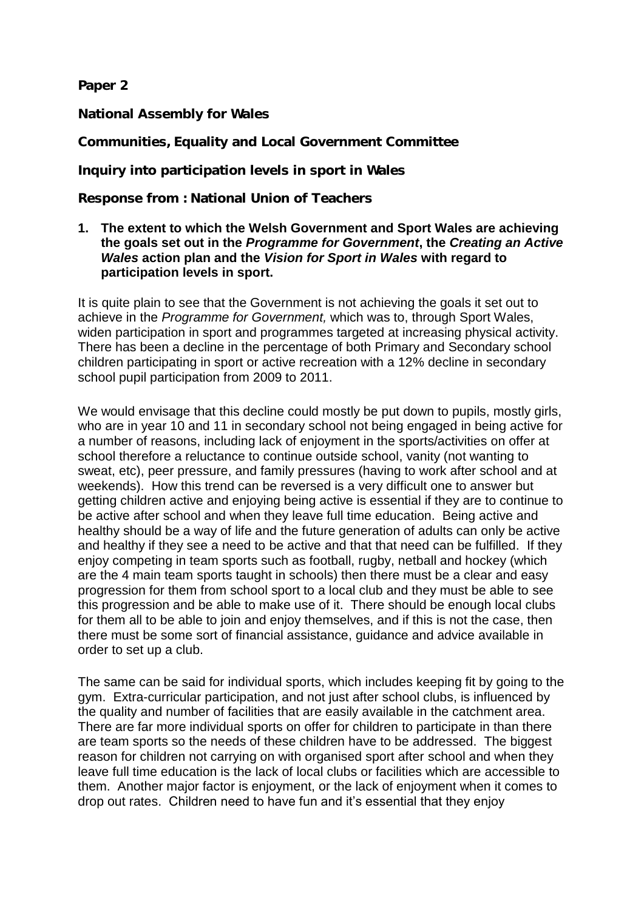**Paper 2**

**National Assembly for Wales**

**Communities, Equality and Local Government Committee**

**Inquiry into participation levels in sport in Wales**

**Response from : National Union of Teachers**

1. **The extent to which the Welsh Government and Sport Wales are achieving the goals set out in the *Programme for Government*, the *Creating an Active Wales* action plan and the *Vision for Sport in Wales* with regard to participation levels in sport.**

It is quite plain to see that the Government is not achieving the goals it set out to achieve in the *Programme for Government,* which was to, through Sport Wales, widen participation in sport and programmes targeted at increasing physical activity. There has been a decline in the percentage of both Primary and Secondary school children participating in sport or active recreation with a 12% decline in secondary school pupil participation from 2009 to 2011.

We would envisage that this decline could mostly be put down to pupils, mostly girls, who are in year 10 and 11 in secondary school not being engaged in being active for a number of reasons, including lack of enjoyment in the sports/activities on offer at school therefore a reluctance to continue outside school, vanity (not wanting to sweat, etc), peer pressure, and family pressures (having to work after school and at weekends). How this trend can be reversed is a very difficult one to answer but getting children active and enjoying being active is essential if they are to continue to be active after school and when they leave full time education. Being active and healthy should be a way of life and the future generation of adults can only be active and healthy if they see a need to be active and that that need can be fulfilled. If they enjoy competing in team sports such as football, rugby, netball and hockey (which are the 4 main team sports taught in schools) then there must be a clear and easy progression for them from school sport to a local club and they must be able to see this progression and be able to make use of it. There should be enough local clubs for them all to be able to join and enjoy themselves, and if this is not the case, then there must be some sort of financial assistance, guidance and advice available in order to set up a club.

The same can be said for individual sports, which includes keeping fit by going to the gym. Extra-curricular participation, and not just after school clubs, is influenced by the quality and number of facilities that are easily available in the catchment area. There are far more individual sports on offer for children to participate in than there are team sports so the needs of these children have to be addressed. The biggest reason for children not carrying on with organised sport after school and when they leave full time education is the lack of local clubs or facilities which are accessible to them. Another major factor is enjoyment, or the lack of enjoyment when it comes to drop out rates. Children need to have fun and it's essential that they enjoy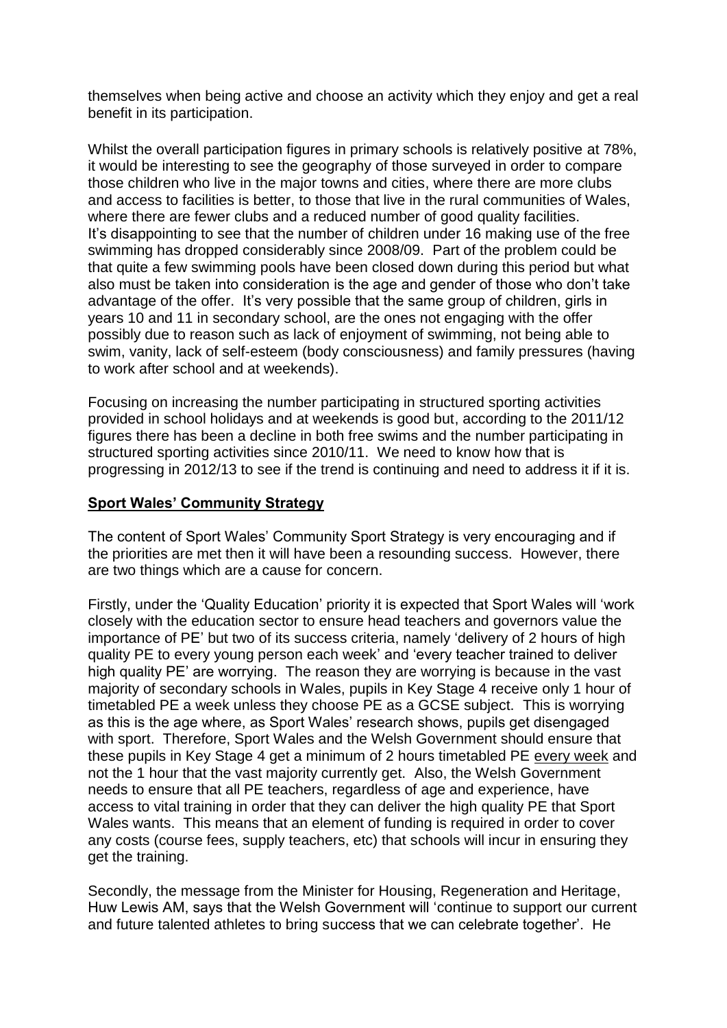themselves when being active and choose an activity which they enjoy and get a real benefit in its participation.

Whilst the overall participation figures in primary schools is relatively positive at 78%, it would be interesting to see the geography of those surveyed in order to compare those children who live in the major towns and cities, where there are more clubs and access to facilities is better, to those that live in the rural communities of Wales, where there are fewer clubs and a reduced number of good quality facilities. It's disappointing to see that the number of children under 16 making use of the free swimming has dropped considerably since 2008/09. Part of the problem could be that quite a few swimming pools have been closed down during this period but what also must be taken into consideration is the age and gender of those who don't take advantage of the offer. It's very possible that the same group of children, girls in years 10 and 11 in secondary school, are the ones not engaging with the offer possibly due to reason such as lack of enjoyment of swimming, not being able to swim, vanity, lack of self-esteem (body consciousness) and family pressures (having to work after school and at weekends).

Focusing on increasing the number participating in structured sporting activities provided in school holidays and at weekends is good but, according to the 2011/12 figures there has been a decline in both free swims and the number participating in structured sporting activities since 2010/11. We need to know how that is progressing in 2012/13 to see if the trend is continuing and need to address it if it is.

## Sport Wales' Community Strategy

The content of Sport Wales' Community Sport Strategy is very encouraging and if the priorities are met then it will have been a resounding success. However, there are two things which are a cause for concern.

Firstly, under the 'Quality Education' priority it is expected that Sport Wales will 'work closely with the education sector to ensure head teachers and governors value the importance of PE' but two of its success criteria, namely 'delivery of 2 hours of high quality PE to every young person each week' and 'every teacher trained to deliver high quality PE' are worrying. The reason they are worrying is because in the vast majority of secondary schools in Wales, pupils in Key Stage 4 receive only 1 hour of timetabled PE a week unless they choose PE as a GCSE subject. This is worrying as this is the age where, as Sport Wales' research shows, pupils get disengaged with sport. Therefore, Sport Wales and the Welsh Government should ensure that these pupils in Key Stage 4 get a minimum of 2 hours timetabled PE every week and not the 1 hour that the vast majority currently get. Also, the Welsh Government needs to ensure that all PE teachers, regardless of age and experience, have access to vital training in order that they can deliver the high quality PE that Sport Wales wants. This means that an element of funding is required in order to cover any costs (course fees, supply teachers, etc) that schools will incur in ensuring they get the training.

Secondly, the message from the Minister for Housing, Regeneration and Heritage, Huw Lewis AM, says that the Welsh Government will 'continue to support our current and future talented athletes to bring success that we can celebrate together'. He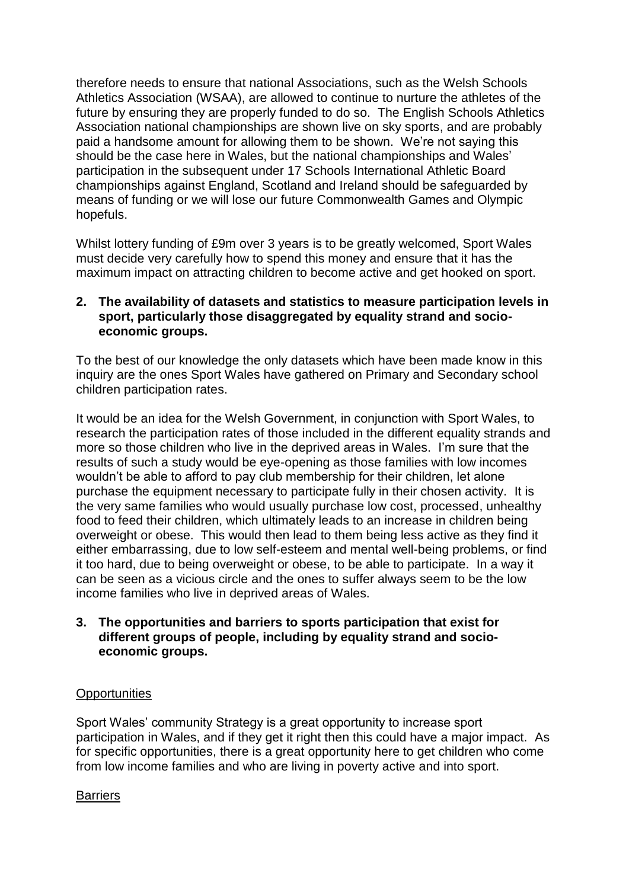therefore needs to ensure that national Associations, such as the Welsh Schools Athletics Association (WSAA), are allowed to continue to nurture the athletes of the future by ensuring they are properly funded to do so. The English Schools Athletics Association national championships are shown live on sky sports, and are probably paid a handsome amount for allowing them to be shown. We're not saying this should be the case here in Wales, but the national championships and Wales' participation in the subsequent under 17 Schools International Athletic Board championships against England, Scotland and Ireland should be safeguarded by means of funding or we will lose our future Commonwealth Games and Olympic hopefuls.

Whilst lottery funding of £9m over 3 years is to be greatly welcomed, Sport Wales must decide very carefully how to spend this money and ensure that it has the maximum impact on attracting children to become active and get hooked on sport.

**2. The availability of datasets and statistics to measure participation levels in sport, particularly those disaggregated by equality strand and socio-economic groups.**

To the best of our knowledge the only datasets which have been made know in this inquiry are the ones Sport Wales have gathered on Primary and Secondary school children participation rates.

It would be an idea for the Welsh Government, in conjunction with Sport Wales, to research the participation rates of those included in the different equality strands and more so those children who live in the deprived areas in Wales. I'm sure that the results of such a study would be eye-opening as those families with low incomes wouldn't be able to afford to pay club membership for their children, let alone purchase the equipment necessary to participate fully in their chosen activity. It is the very same families who would usually purchase low cost, processed, unhealthy food to feed their children, which ultimately leads to an increase in children being overweight or obese. This would then lead to them being less active as they find it either embarrassing, due to low self-esteem and mental well-being problems, or find it too hard, due to being overweight or obese, to be able to participate. In a way it can be seen as a vicious circle and the ones to suffer always seem to be the low income families who live in deprived areas of Wales.

**3. The opportunities and barriers to sports participation that exist for different groups of people, including by equality strand and socio-economic groups.**

Opportunities

Sport Wales' community Strategy is a great opportunity to increase sport participation in Wales, and if they get it right then this could have a major impact. As for specific opportunities, there is a great opportunity here to get children who come from low income families and who are living in poverty active and into sport.

Barriers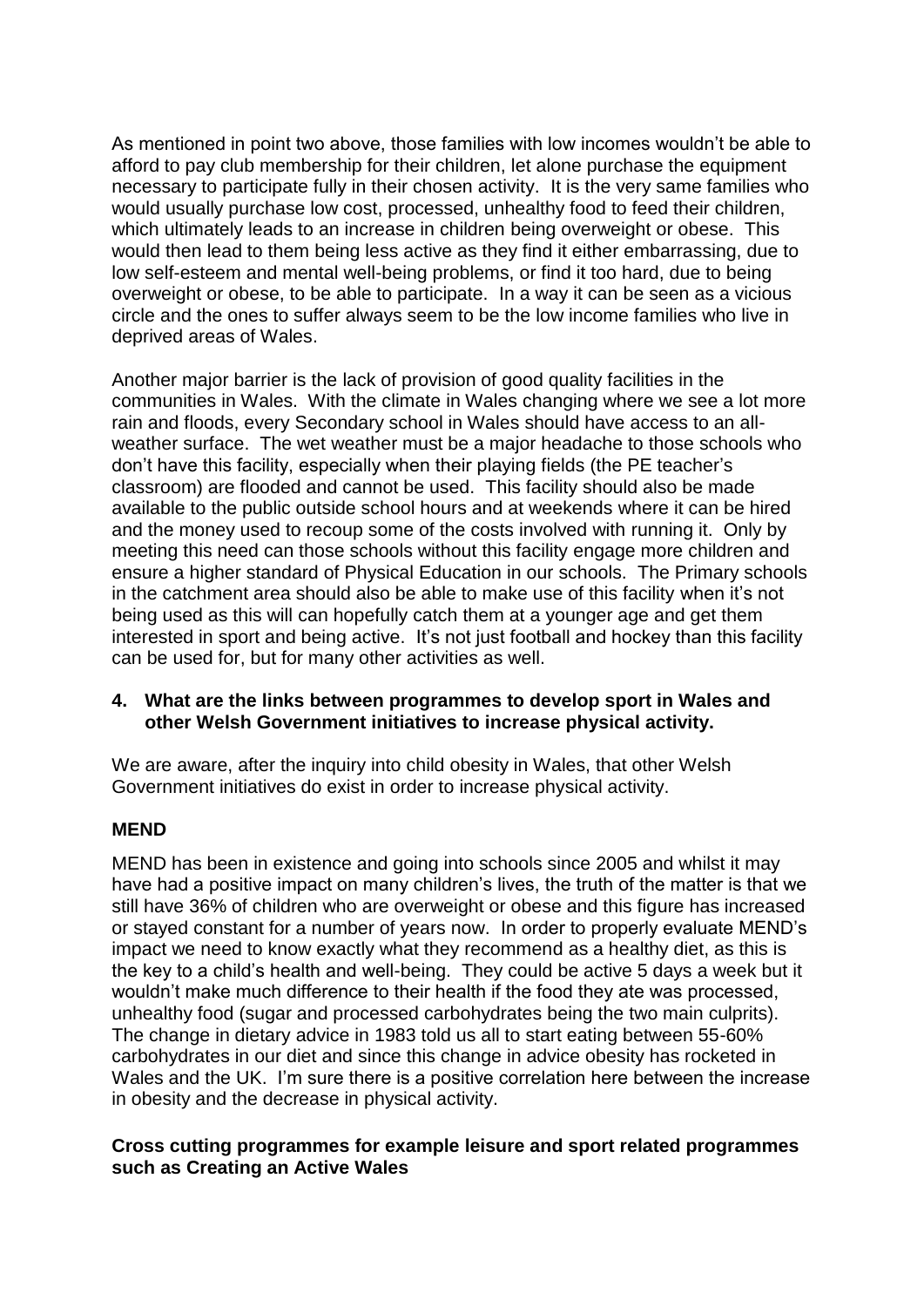As mentioned in point two above, those families with low incomes wouldn't be able to afford to pay club membership for their children, let alone purchase the equipment necessary to participate fully in their chosen activity. It is the very same families who would usually purchase low cost, processed, unhealthy food to feed their children, which ultimately leads to an increase in children being overweight or obese. This would then lead to them being less active as they find it either embarrassing, due to low self-esteem and mental well-being problems, or find it too hard, due to being overweight or obese, to be able to participate. In a way it can be seen as a vicious circle and the ones to suffer always seem to be the low income families who live in deprived areas of Wales.

Another major barrier is the lack of provision of good quality facilities in the communities in Wales. With the climate in Wales changing where we see a lot more rain and floods, every Secondary school in Wales should have access to an all-weather surface. The wet weather must be a major headache to those schools who don't have this facility, especially when their playing fields (the PE teacher's classroom) are flooded and cannot be used. This facility should also be made available to the public outside school hours and at weekends where it can be hired and the money used to recoup some of the costs involved with running it. Only by meeting this need can those schools without this facility engage more children and ensure a higher standard of Physical Education in our schools. The Primary schools in the catchment area should also be able to make use of this facility when it's not being used as this will can hopefully catch them at a younger age and get them interested in sport and being active. It's not just football and hockey than this facility can be used for, but for many other activities as well.

**4. What are the links between programmes to develop sport in Wales and other Welsh Government initiatives to increase physical activity.**

We are aware, after the inquiry into child obesity in Wales, that other Welsh Government initiatives do exist in order to increase physical activity.

**MEND**

MEND has been in existence and going into schools since 2005 and whilst it may have had a positive impact on many children's lives, the truth of the matter is that we still have 36% of children who are overweight or obese and this figure has increased or stayed constant for a number of years now. In order to properly evaluate MEND's impact we need to know exactly what they recommend as a healthy diet, as this is the key to a child's health and well-being. They could be active 5 days a week but it wouldn't make much difference to their health if the food they ate was processed, unhealthy food (sugar and processed carbohydrates being the two main culprits). The change in dietary advice in 1983 told us all to start eating between 55-60% carbohydrates in our diet and since this change in advice obesity has rocketed in Wales and the UK. I'm sure there is a positive correlation here between the increase in obesity and the decrease in physical activity.

**Cross cutting programmes for example leisure and sport related programmes such as Creating an Active Wales**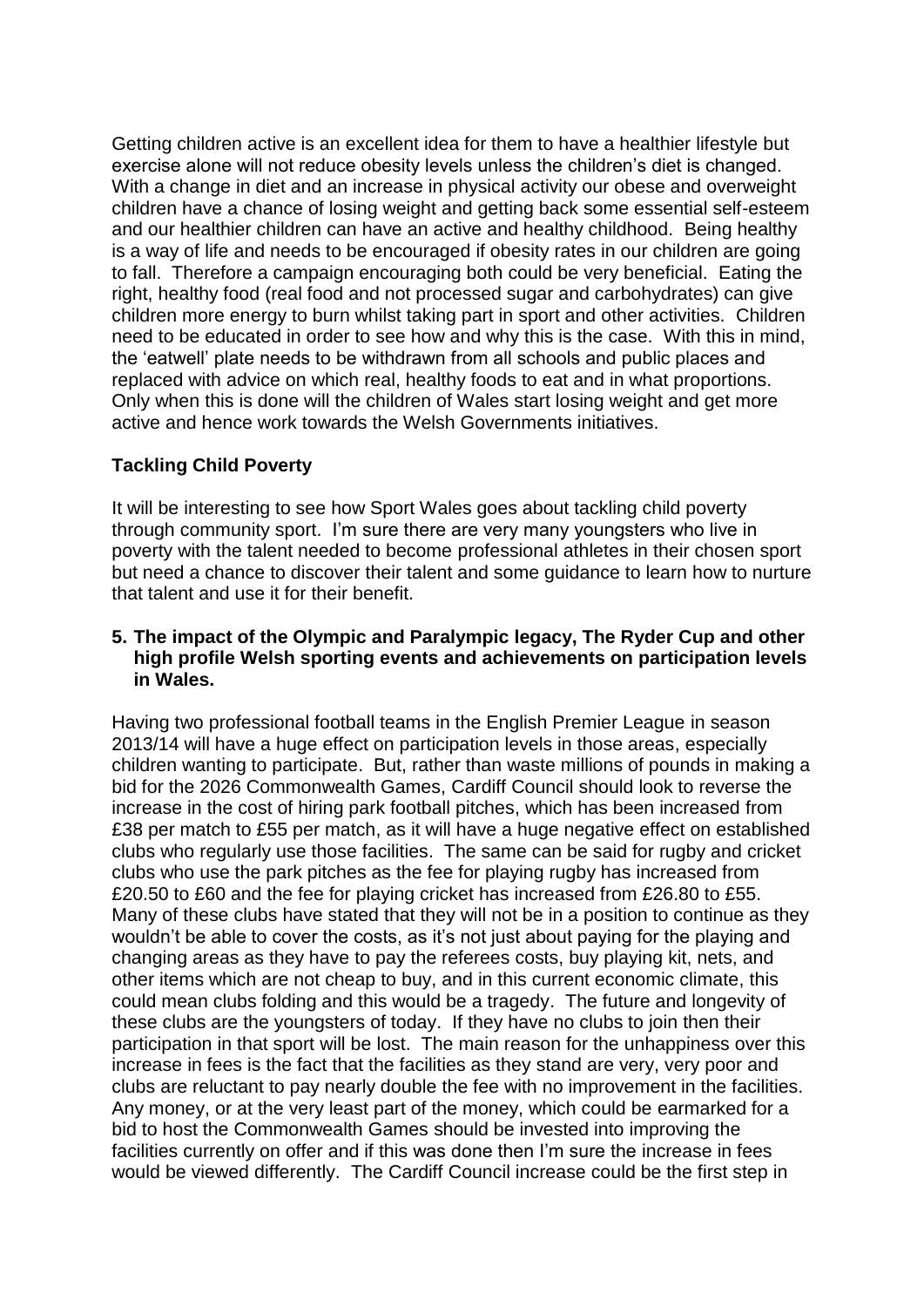Getting children active is an excellent idea for them to have a healthier lifestyle but exercise alone will not reduce obesity levels unless the children's diet is changed. With a change in diet and an increase in physical activity our obese and overweight children have a chance of losing weight and getting back some essential self-esteem and our healthier children can have an active and healthy childhood. Being healthy is a way of life and needs to be encouraged if obesity rates in our children are going to fall. Therefore a campaign encouraging both could be very beneficial. Eating the right, healthy food (real food and not processed sugar and carbohydrates) can give children more energy to burn whilst taking part in sport and other activities. Children need to be educated in order to see how and why this is the case. With this in mind, the 'eatwell' plate needs to be withdrawn from all schools and public places and replaced with advice on which real, healthy foods to eat and in what proportions. Only when this is done will the children of Wales start losing weight and get more active and hence work towards the Welsh Governments initiatives.

**Tackling Child Poverty**

It will be interesting to see how Sport Wales goes about tackling child poverty through community sport. I'm sure there are very many youngsters who live in poverty with the talent needed to become professional athletes in their chosen sport but need a chance to discover their talent and some guidance to learn how to nurture that talent and use it for their benefit.

**5. The impact of the Olympic and Paralympic legacy, The Ryder Cup and other high profile Welsh sporting events and achievements on participation levels in Wales.**

Having two professional football teams in the English Premier League in season 2013/14 will have a huge effect on participation levels in those areas, especially children wanting to participate. But, rather than waste millions of pounds in making a bid for the 2026 Commonwealth Games, Cardiff Council should look to reverse the increase in the cost of hiring park football pitches, which has been increased from £38 per match to £55 per match, as it will have a huge negative effect on established clubs who regularly use those facilities. The same can be said for rugby and cricket clubs who use the park pitches as the fee for playing rugby has increased from £20.50 to £60 and the fee for playing cricket has increased from £26.80 to £55. Many of these clubs have stated that they will not be in a position to continue as they wouldn't be able to cover the costs, as it's not just about paying for the playing and changing areas as they have to pay the referees costs, buy playing kit, nets, and other items which are not cheap to buy, and in this current economic climate, this could mean clubs folding and this would be a tragedy. The future and longevity of these clubs are the youngsters of today. If they have no clubs to join then their participation in that sport will be lost. The main reason for the unhappiness over this increase in fees is the fact that the facilities as they stand are very, very poor and clubs are reluctant to pay nearly double the fee with no improvement in the facilities. Any money, or at the very least part of the money, which could be earmarked for a bid to host the Commonwealth Games should be invested into improving the facilities currently on offer and if this was done then I'm sure the increase in fees would be viewed differently. The Cardiff Council increase could be the first step in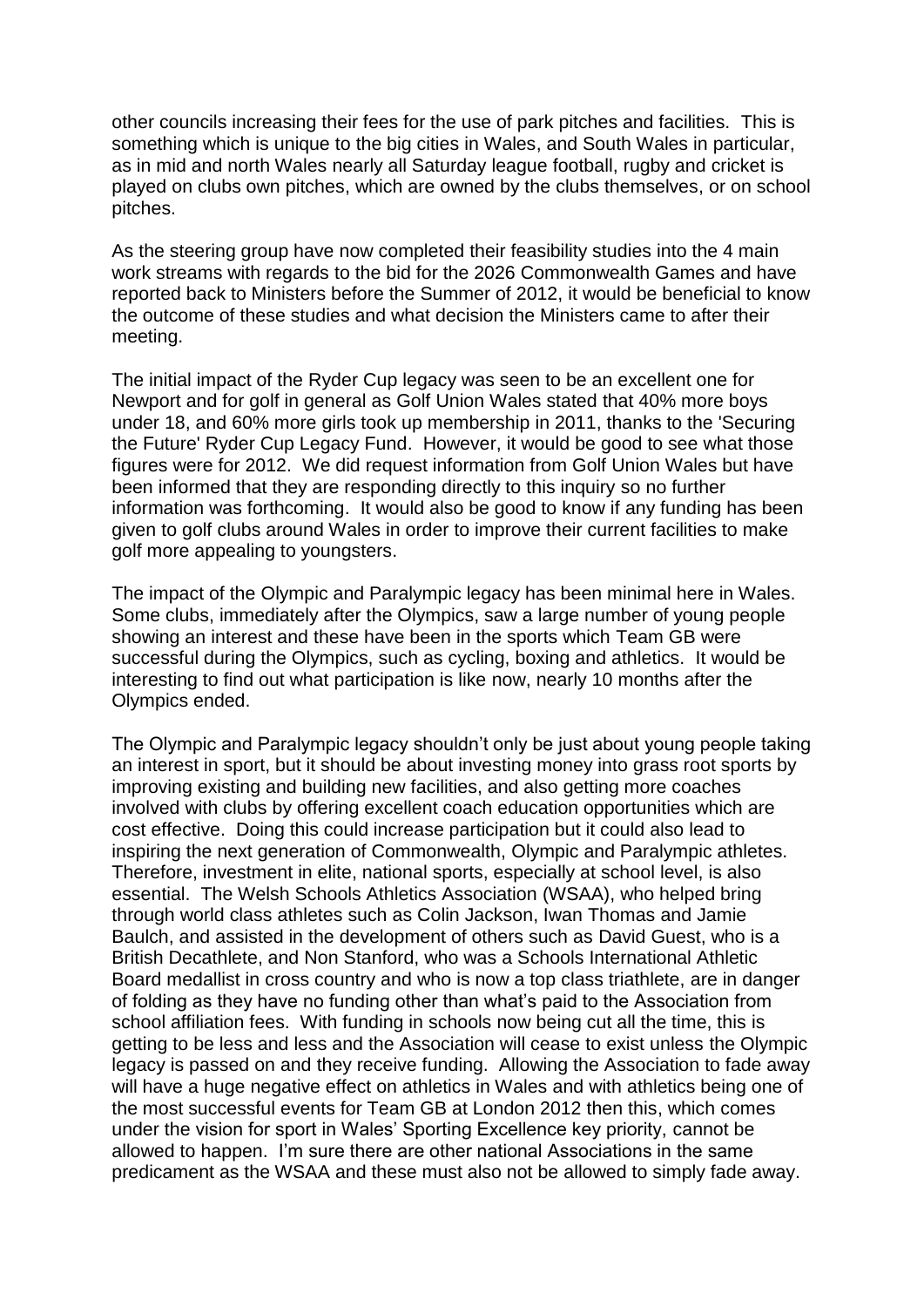other councils increasing their fees for the use of park pitches and facilities. This is something which is unique to the big cities in Wales, and South Wales in particular, as in mid and north Wales nearly all Saturday league football, rugby and cricket is played on clubs own pitches, which are owned by the clubs themselves, or on school pitches.

As the steering group have now completed their feasibility studies into the 4 main work streams with regards to the bid for the 2026 Commonwealth Games and have reported back to Ministers before the Summer of 2012, it would be beneficial to know the outcome of these studies and what decision the Ministers came to after their meeting.

The initial impact of the Ryder Cup legacy was seen to be an excellent one for Newport and for golf in general as Golf Union Wales stated that 40% more boys under 18, and 60% more girls took up membership in 2011, thanks to the 'Securing the Future' Ryder Cup Legacy Fund. However, it would be good to see what those figures were for 2012. We did request information from Golf Union Wales but have been informed that they are responding directly to this inquiry so no further information was forthcoming. It would also be good to know if any funding has been given to golf clubs around Wales in order to improve their current facilities to make golf more appealing to youngsters.

The impact of the Olympic and Paralympic legacy has been minimal here in Wales. Some clubs, immediately after the Olympics, saw a large number of young people showing an interest and these have been in the sports which Team GB were successful during the Olympics, such as cycling, boxing and athletics. It would be interesting to find out what participation is like now, nearly 10 months after the Olympics ended.

The Olympic and Paralympic legacy shouldn't only be just about young people taking an interest in sport, but it should be about investing money into grass root sports by improving existing and building new facilities, and also getting more coaches involved with clubs by offering excellent coach education opportunities which are cost effective. Doing this could increase participation but it could also lead to inspiring the next generation of Commonwealth, Olympic and Paralympic athletes. Therefore, investment in elite, national sports, especially at school level, is also essential. The Welsh Schools Athletics Association (WSAA), who helped bring through world class athletes such as Colin Jackson, Iwan Thomas and Jamie Baulch, and assisted in the development of others such as David Guest, who is a British Decathlete, and Non Stanford, who was a Schools International Athletic Board medallist in cross country and who is now a top class triathlete, are in danger of folding as they have no funding other than what's paid to the Association from school affiliation fees. With funding in schools now being cut all the time, this is getting to be less and less and the Association will cease to exist unless the Olympic legacy is passed on and they receive funding. Allowing the Association to fade away will have a huge negative effect on athletics in Wales and with athletics being one of the most successful events for Team GB at London 2012 then this, which comes under the vision for sport in Wales' Sporting Excellence key priority, cannot be allowed to happen. I'm sure there are other national Associations in the same predicament as the WSAA and these must also not be allowed to simply fade away.